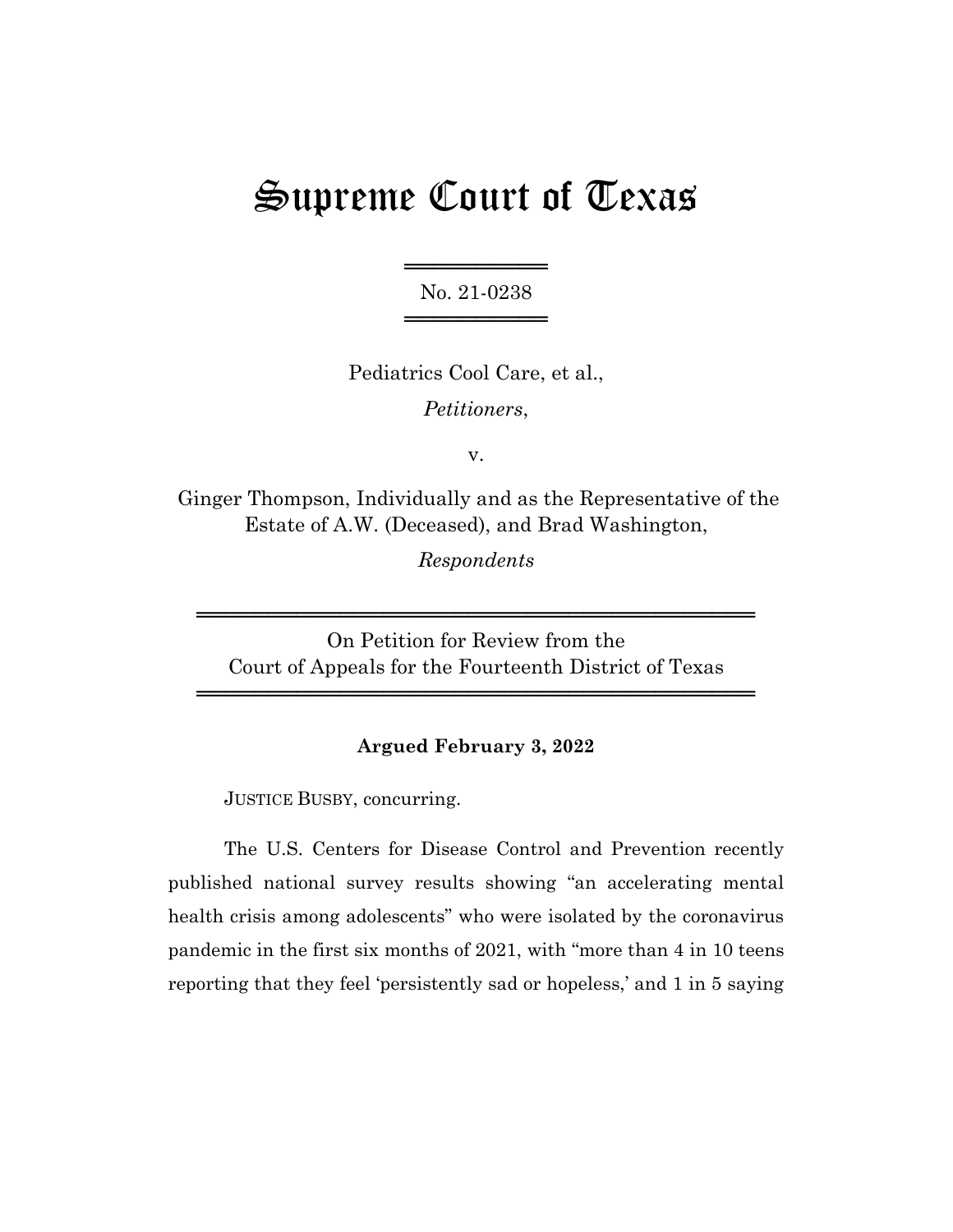# Supreme Court of Texas

No. 21-0238

Pediatrics Cool Care, et al.,

*Petitioners*,

v.

Ginger Thompson, Individually and as the Representative of the Estate of A.W. (Deceased), and Brad Washington,

*Respondents*

On Petition for Review from the Court of Appeals for the Fourteenth District of Texas

**Argued February 3, 2022**

JUSTICE BUSBY, concurring.

The U.S. Centers for Disease Control and Prevention recently published national survey results showing "an accelerating mental health crisis among adolescents" who were isolated by the coronavirus pandemic in the first six months of 2021, with "more than 4 in 10 teens reporting that they feel 'persistently sad or hopeless,' and 1 in 5 saying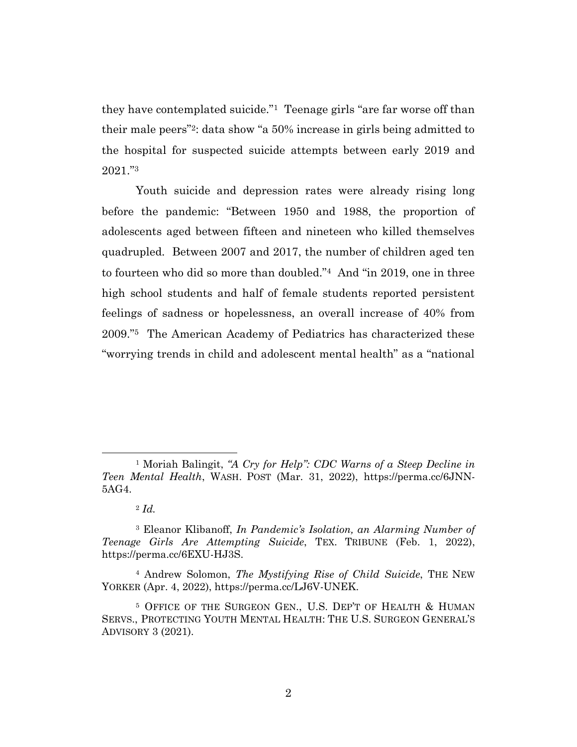they have contemplated suicide."[1] Teenage girls "are far worse off than their male peers"[2]: data show "a 50% increase in girls being admitted to the hospital for suspected suicide attempts between early 2019 and 2021."[3]

Youth suicide and depression rates were already rising long before the pandemic: "Between 1950 and 1988, the proportion of adolescents aged between fifteen and nineteen who killed themselves quadrupled. Between 2007 and 2017, the number of children aged ten to fourteen who did so more than doubled."[4] And "in 2019, one in three high school students and half of female students reported persistent feelings of sadness or hopelessness, an overall increase of 40% from 2009."[5] The American Academy of Pediatrics has characterized these "worrying trends in child and adolescent mental health" as a "national

---

[1] Moriah Balingit, *"A Cry for Help": CDC Warns of a Steep Decline in Teen Mental Health*, WASH. POST (Mar. 31, 2022), https://perma.cc/6JNN-5AG4.

[2] *Id.*

[3] Eleanor Klibanoff, *In Pandemic's Isolation, an Alarming Number of Teenage Girls Are Attempting Suicide*, TEX. TRIBUNE (Feb. 1, 2022), https://perma.cc/6EXU-HJ3S.

[4] Andrew Solomon, *The Mystifying Rise of Child Suicide*, THE NEW YORKER (Apr. 4, 2022), https://perma.cc/LJ6V-UNEK.

[5] OFFICE OF THE SURGEON GEN., U.S. DEP'T OF HEALTH & HUMAN SERVS., PROTECTING YOUTH MENTAL HEALTH: THE U.S. SURGEON GENERAL'S ADVISORY 3 (2021).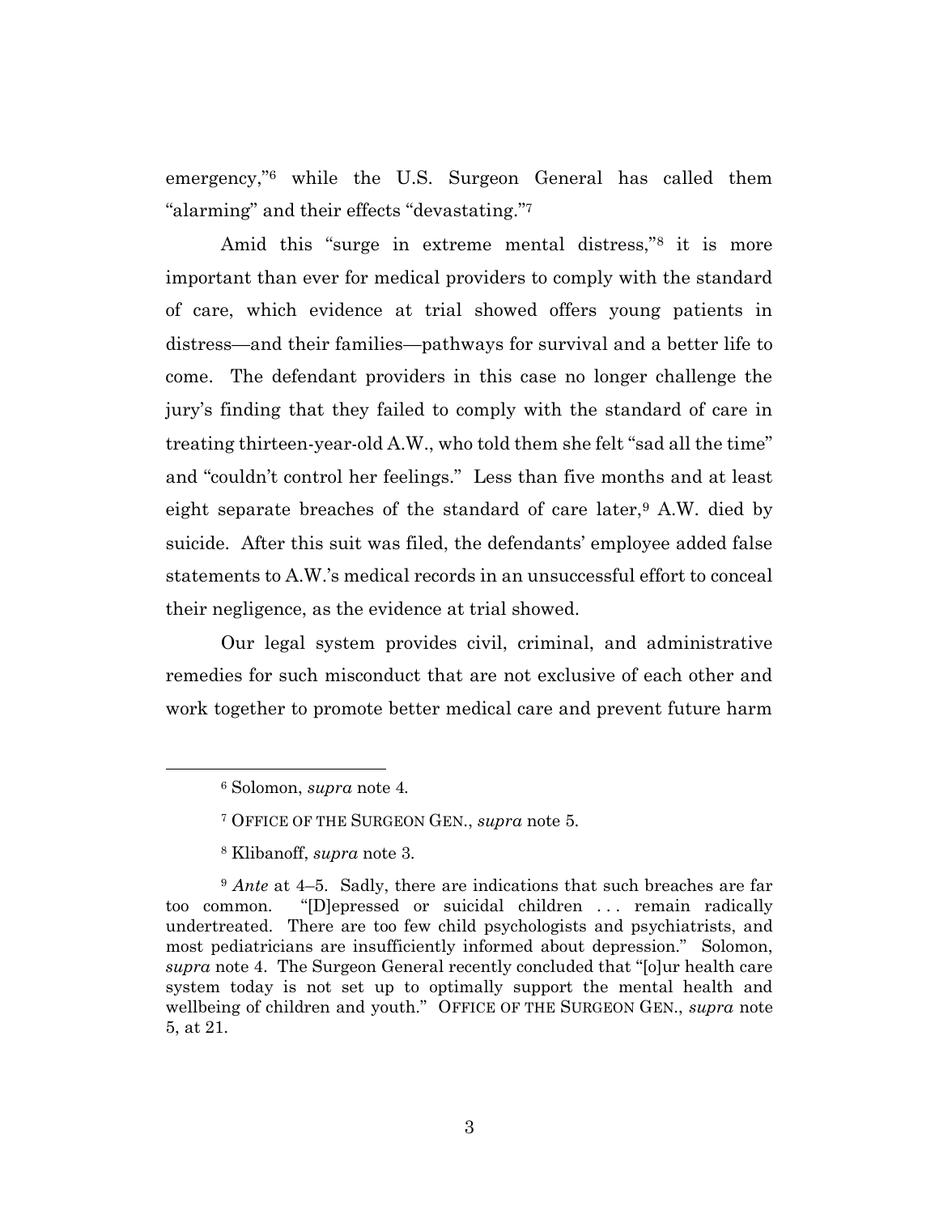emergency,"[6] while the U.S. Surgeon General has called them "alarming" and their effects "devastating."[7]

Amid this "surge in extreme mental distress,"[8] it is more important than ever for medical providers to comply with the standard of care, which evidence at trial showed offers young patients in distress—and their families—pathways for survival and a better life to come. The defendant providers in this case no longer challenge the jury's finding that they failed to comply with the standard of care in treating thirteen-year-old A.W., who told them she felt "sad all the time" and "couldn't control her feelings." Less than five months and at least eight separate breaches of the standard of care later,[9] A.W. died by suicide. After this suit was filed, the defendants' employee added false statements to A.W.'s medical records in an unsuccessful effort to conceal their negligence, as the evidence at trial showed.

Our legal system provides civil, criminal, and administrative remedies for such misconduct that are not exclusive of each other and work together to promote better medical care and prevent future harm

---

[6] Solomon, *supra* note 4.

[7] OFFICE OF THE SURGEON GEN., *supra* note 5.

[8] Klibanoff, *supra* note 3.

[9] *Ante* at 4–5. Sadly, there are indications that such breaches are far too common. "[D]epressed or suicidal children . . . remain radically undertreated. There are too few child psychologists and psychiatrists, and most pediatricians are insufficiently informed about depression." Solomon, *supra* note 4. The Surgeon General recently concluded that "[o]ur health care system today is not set up to optimally support the mental health and wellbeing of children and youth." OFFICE OF THE SURGEON GEN., *supra* note 5, at 21.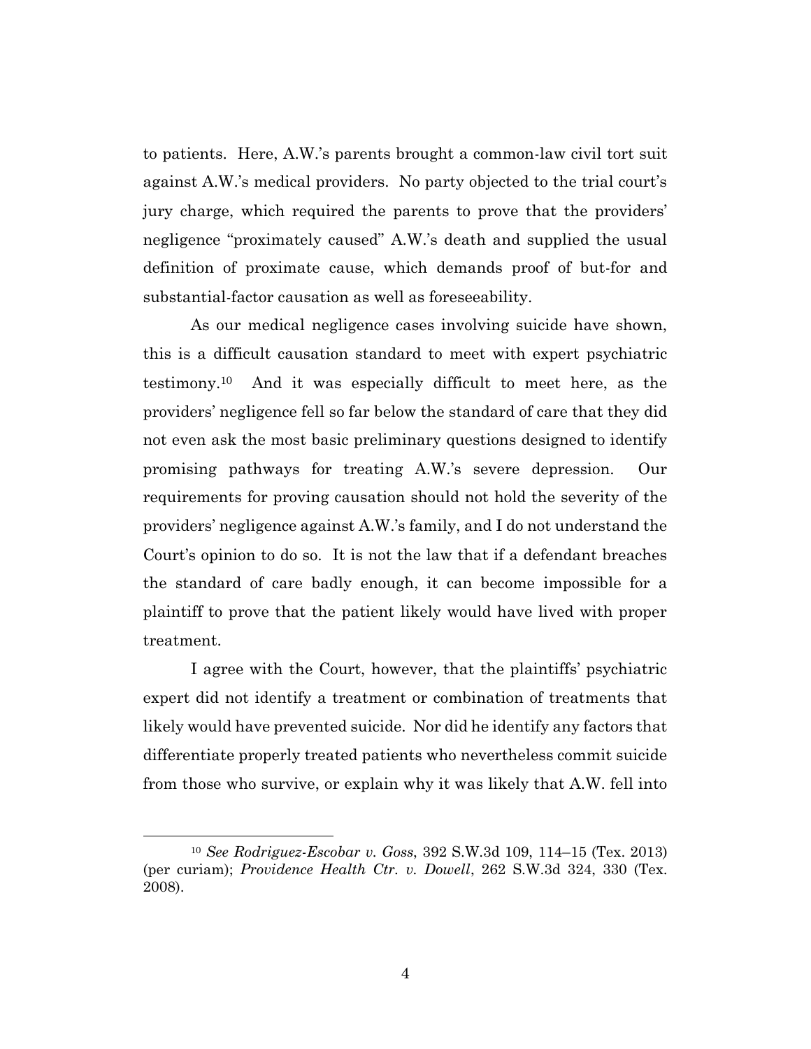to patients. Here, A.W.'s parents brought a common-law civil tort suit against A.W.'s medical providers. No party objected to the trial court's jury charge, which required the parents to prove that the providers' negligence "proximately caused" A.W.'s death and supplied the usual definition of proximate cause, which demands proof of but-for and substantial-factor causation as well as foreseeability.

As our medical negligence cases involving suicide have shown, this is a difficult causation standard to meet with expert psychiatric testimony.[10] And it was especially difficult to meet here, as the providers' negligence fell so far below the standard of care that they did not even ask the most basic preliminary questions designed to identify promising pathways for treating A.W.'s severe depression. Our requirements for proving causation should not hold the severity of the providers' negligence against A.W.'s family, and I do not understand the Court's opinion to do so. It is not the law that if a defendant breaches the standard of care badly enough, it can become impossible for a plaintiff to prove that the patient likely would have lived with proper treatment.

I agree with the Court, however, that the plaintiffs' psychiatric expert did not identify a treatment or combination of treatments that likely would have prevented suicide. Nor did he identify any factors that differentiate properly treated patients who nevertheless commit suicide from those who survive, or explain why it was likely that A.W. fell into

---

[10] *See Rodriguez-Escobar v. Goss*, 392 S.W.3d 109, 114–15 (Tex. 2013) (per curiam); *Providence Health Ctr. v. Dowell*, 262 S.W.3d 324, 330 (Tex. 2008).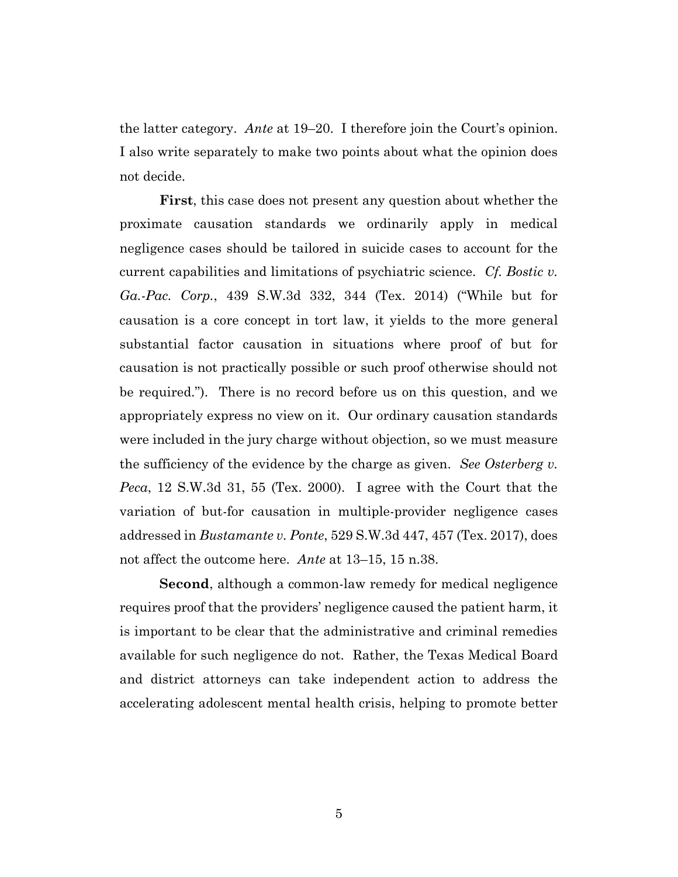the latter category. *Ante* at 19–20. I therefore join the Court's opinion. I also write separately to make two points about what the opinion does not decide.

**First**, this case does not present any question about whether the proximate causation standards we ordinarily apply in medical negligence cases should be tailored in suicide cases to account for the current capabilities and limitations of psychiatric science. *Cf. Bostic v. Ga.-Pac. Corp.*, 439 S.W.3d 332, 344 (Tex. 2014) ("While but for causation is a core concept in tort law, it yields to the more general substantial factor causation in situations where proof of but for causation is not practically possible or such proof otherwise should not be required."). There is no record before us on this question, and we appropriately express no view on it. Our ordinary causation standards were included in the jury charge without objection, so we must measure the sufficiency of the evidence by the charge as given. *See Osterberg v. Peca*, 12 S.W.3d 31, 55 (Tex. 2000). I agree with the Court that the variation of but-for causation in multiple-provider negligence cases addressed in *Bustamante v. Ponte*, 529 S.W.3d 447, 457 (Tex. 2017), does not affect the outcome here. *Ante* at 13–15, 15 n.38.

**Second**, although a common-law remedy for medical negligence requires proof that the providers' negligence caused the patient harm, it is important to be clear that the administrative and criminal remedies available for such negligence do not. Rather, the Texas Medical Board and district attorneys can take independent action to address the accelerating adolescent mental health crisis, helping to promote better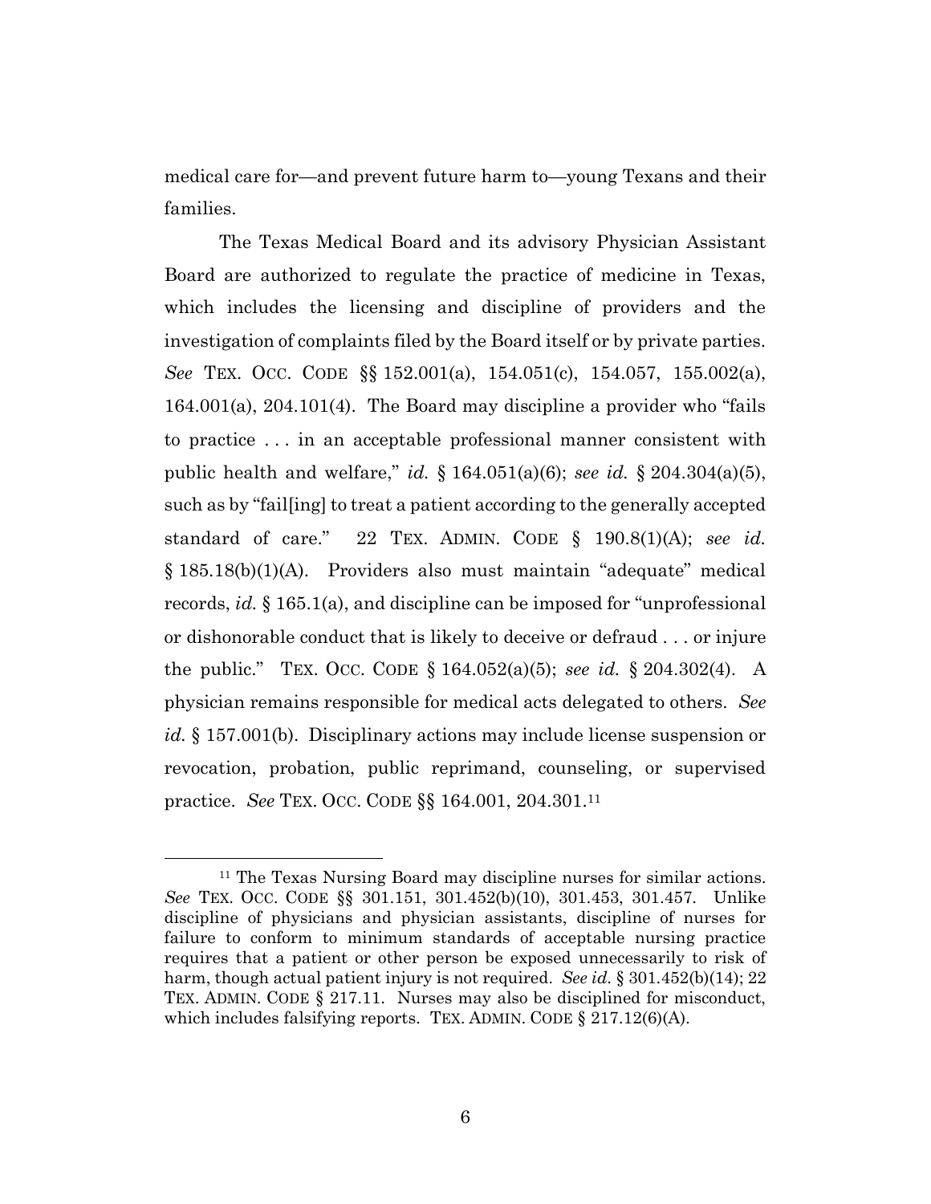medical care for—and prevent future harm to—young Texans and their families.

The Texas Medical Board and its advisory Physician Assistant Board are authorized to regulate the practice of medicine in Texas, which includes the licensing and discipline of providers and the investigation of complaints filed by the Board itself or by private parties. *See* TEX. OCC. CODE §§ 152.001(a), 154.051(c), 154.057, 155.002(a), 164.001(a), 204.101(4). The Board may discipline a provider who "fails to practice . . . in an acceptable professional manner consistent with public health and welfare," *id.* § 164.051(a)(6); *see id.* § 204.304(a)(5), such as by "fail[ing] to treat a patient according to the generally accepted standard of care." 22 TEX. ADMIN. CODE § 190.8(1)(A); *see id.* § 185.18(b)(1)(A). Providers also must maintain "adequate" medical records, *id.* § 165.1(a), and discipline can be imposed for "unprofessional or dishonorable conduct that is likely to deceive or defraud . . . or injure the public." TEX. OCC. CODE § 164.052(a)(5); *see id.* § 204.302(4). A physician remains responsible for medical acts delegated to others. *See id.* § 157.001(b). Disciplinary actions may include license suspension or revocation, probation, public reprimand, counseling, or supervised practice. *See* TEX. OCC. CODE §§ 164.001, 204.301.[11]

---

[11] The Texas Nursing Board may discipline nurses for similar actions. *See* TEX. OCC. CODE §§ 301.151, 301.452(b)(10), 301.453, 301.457. Unlike discipline of physicians and physician assistants, discipline of nurses for failure to conform to minimum standards of acceptable nursing practice requires that a patient or other person be exposed unnecessarily to risk of harm, though actual patient injury is not required. *See id.* § 301.452(b)(14); 22 TEX. ADMIN. CODE § 217.11. Nurses may also be disciplined for misconduct, which includes falsifying reports. TEX. ADMIN. CODE § 217.12(6)(A).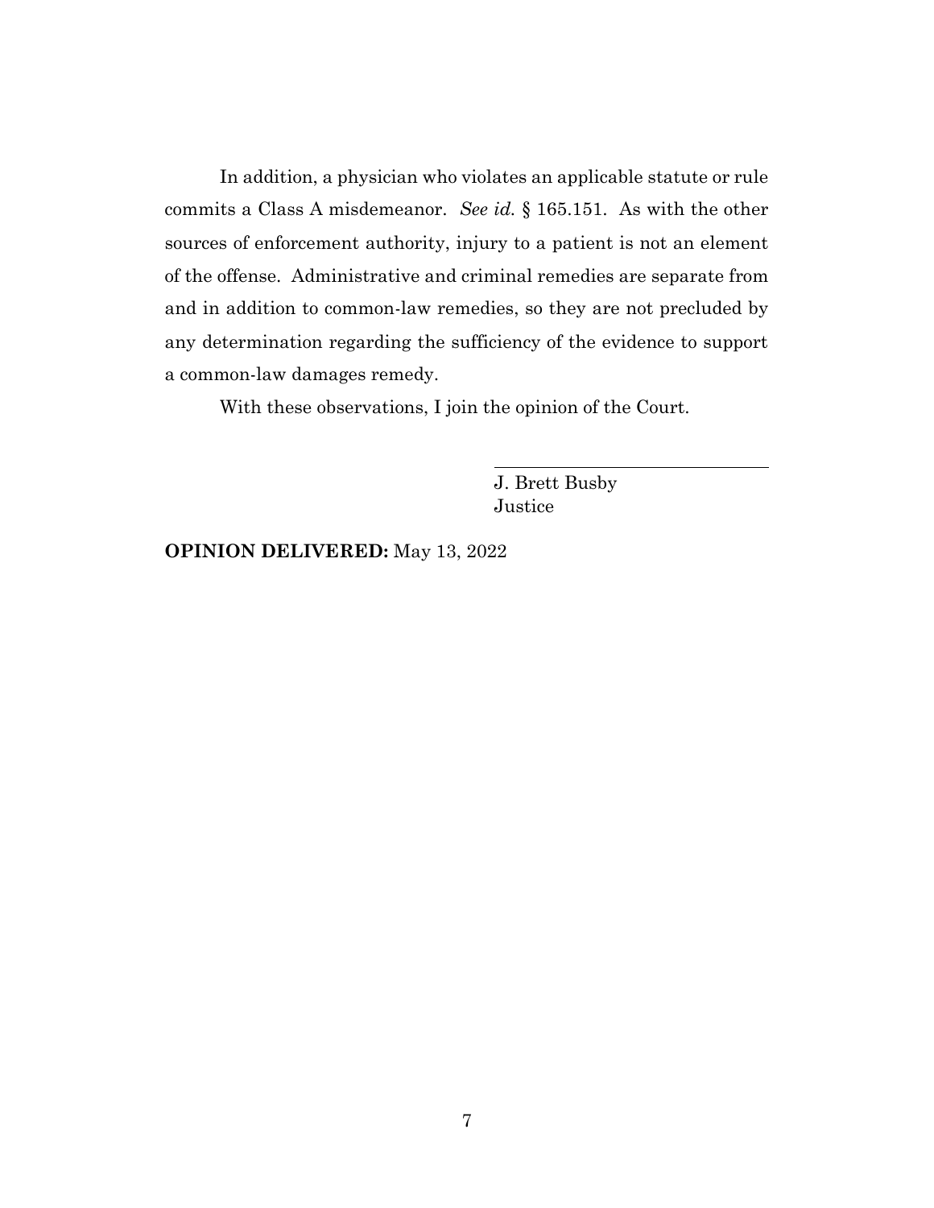In addition, a physician who violates an applicable statute or rule commits a Class A misdemeanor. *See id.* § 165.151. As with the other sources of enforcement authority, injury to a patient is not an element of the offense. Administrative and criminal remedies are separate from and in addition to common-law remedies, so they are not precluded by any determination regarding the sufficiency of the evidence to support a common-law damages remedy.

With these observations, I join the opinion of the Court.

J. Brett Busby
Justice

**OPINION DELIVERED:** May 13, 2022